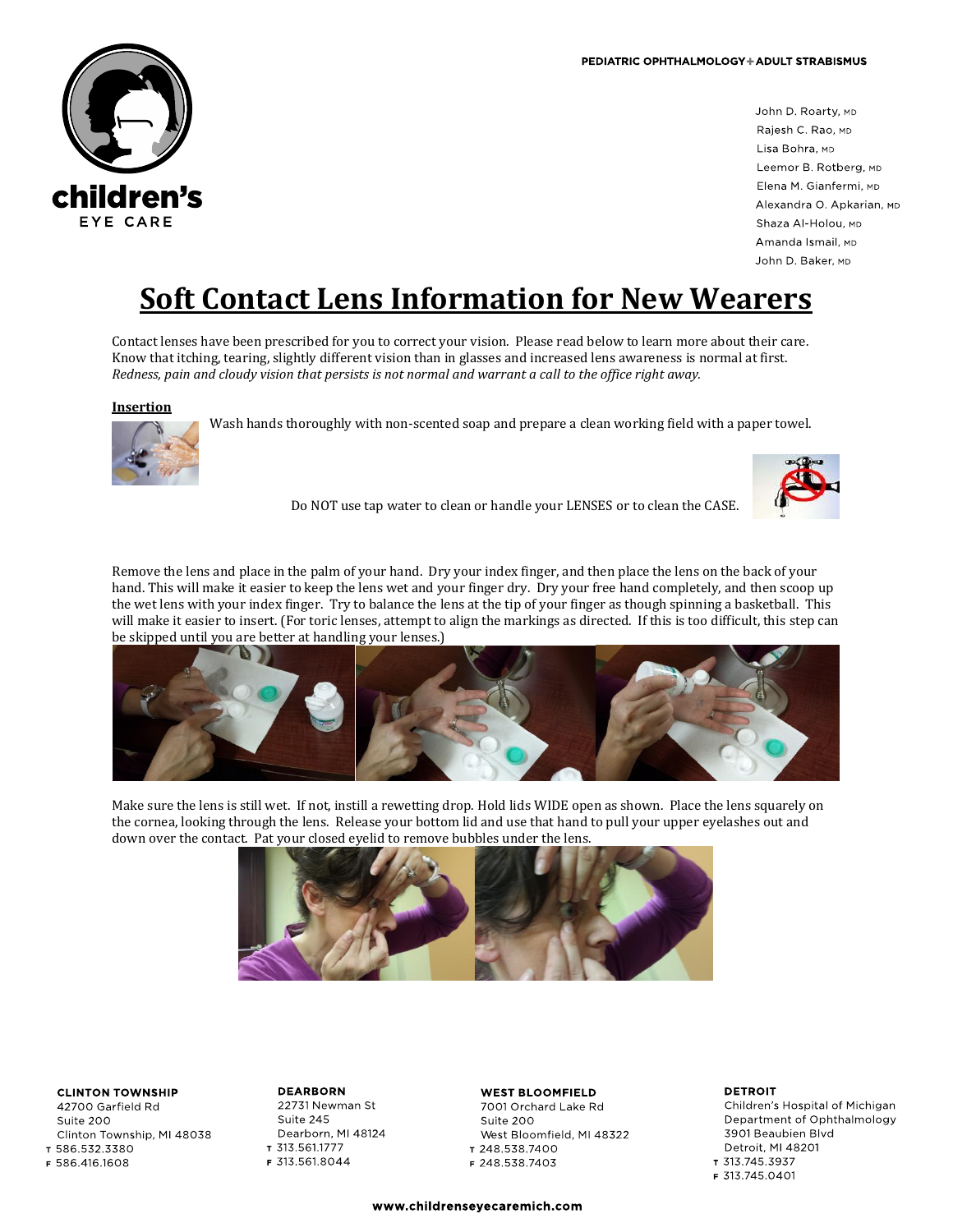PEDIATRIC OPHTHALMOLOGY + ADULT STRABISMUS

children's EYE CARE

John D. Roarty, MD
Rajesh C. Rao, MD
Lisa Bohra, MD
Leemor B. Rotberg, MD
Elena M. Gianfermi, MD
Alexandra O. Apkarian, MD
Shaza Al-Holou, MD
Amanda Ismail, MD
John D. Baker, MD

# Soft Contact Lens Information for New Wearers

Contact lenses have been prescribed for you to correct your vision. Please read below to learn more about their care. Know that itching, tearing, slightly different vision than in glasses and increased lens awareness is normal at first. *Redness, pain and cloudy vision that persists is not normal and warrant a call to the office right away.*

## Insertion

Wash hands thoroughly with non-scented soap and prepare a clean working field with a paper towel.

Do NOT use tap water to clean or handle your LENSES or to clean the CASE.

Remove the lens and place in the palm of your hand. Dry your index finger, and then place the lens on the back of your hand. This will make it easier to keep the lens wet and your finger dry. Dry your free hand completely, and then scoop up the wet lens with your index finger. Try to balance the lens at the tip of your finger as though spinning a basketball. This will make it easier to insert. (For toric lenses, attempt to align the markings as directed. If this is too difficult, this step can be skipped until you are better at handling your lenses.)

Make sure the lens is still wet. If not, instill a rewetting drop. Hold lids WIDE open as shown. Place the lens squarely on the cornea, looking through the lens. Release your bottom lid and use that hand to pull your upper eyelashes out and down over the contact. Pat your closed eyelid to remove bubbles under the lens.

**CLINTON TOWNSHIP**
42700 Garfield Rd
Suite 200
Clinton Township, MI 48038
T 586.532.3380
F 586.416.1608

**DEARBORN**
22731 Newman St
Suite 245
Dearborn, MI 48124
T 313.561.1777
F 313.561.8044

**WEST BLOOMFIELD**
7001 Orchard Lake Rd
Suite 200
West Bloomfield, MI 48322
T 248.538.7400
F 248.538.7403

**DETROIT**
Children's Hospital of Michigan
Department of Ophthalmology
3901 Beaubien Blvd
Detroit, MI 48201
T 313.745.3937
F 313.745.0401

www.childrenseyecaremich.com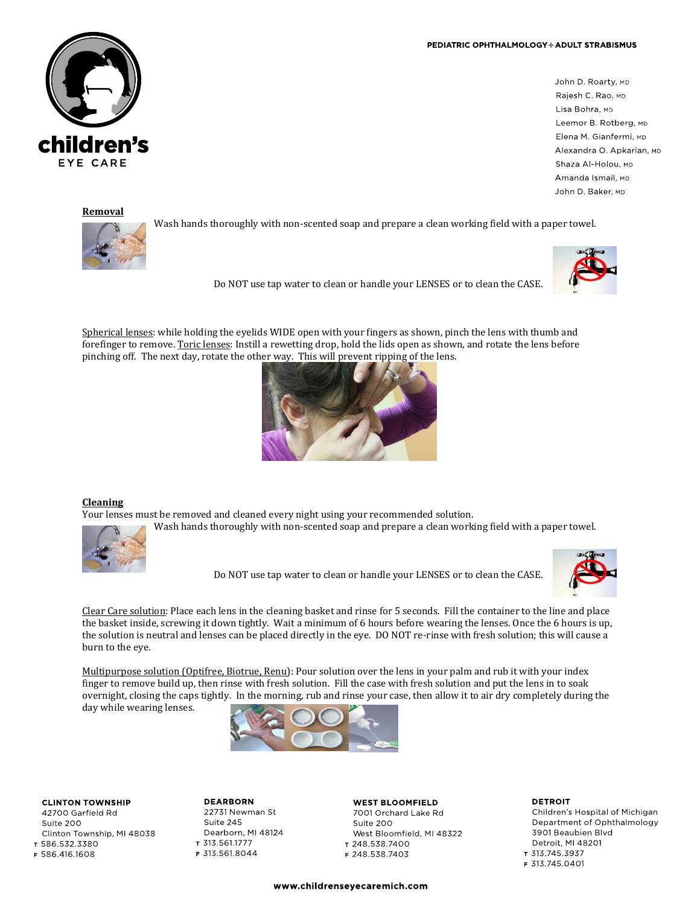children's EYE CARE

PEDIATRIC OPHTHALMOLOGY + ADULT STRABISMUS

John D. Roarty, MD
Rajesh C. Rao, MD
Lisa Bohra, MD
Leemor B. Rotberg, MD
Elena M. Gianfermi, MD
Alexandra O. Apkarian, MD
Shaza Al-Holou, MD
Amanda Ismail, MD
John D. Baker, MD

## Removal

Wash hands thoroughly with non-scented soap and prepare a clean working field with a paper towel.

Do NOT use tap water to clean or handle your LENSES or to clean the CASE.

Spherical lenses: while holding the eyelids WIDE open with your fingers as shown, pinch the lens with thumb and forefinger to remove. Toric lenses: Instill a rewetting drop, hold the lids open as shown, and rotate the lens before pinching off. The next day, rotate the other way. This will prevent ripping of the lens.

## Cleaning

Your lenses must be removed and cleaned every night using your recommended solution.

Wash hands thoroughly with non-scented soap and prepare a clean working field with a paper towel.

Do NOT use tap water to clean or handle your LENSES or to clean the CASE.

Clear Care solution: Place each lens in the cleaning basket and rinse for 5 seconds. Fill the container to the line and place the basket inside, screwing it down tightly. Wait a minimum of 6 hours before wearing the lenses. Once the 6 hours is up, the solution is neutral and lenses can be placed directly in the eye. DO NOT re-rinse with fresh solution; this will cause a burn to the eye.

Multipurpose solution (Optifree, Biotrue, Renu): Pour solution over the lens in your palm and rub it with your index finger to remove build up, then rinse with fresh solution. Fill the case with fresh solution and put the lens in to soak overnight, closing the caps tightly. In the morning, rub and rinse your case, then allow it to air dry completely during the day while wearing lenses.

**CLINTON TOWNSHIP**
42700 Garfield Rd
Suite 200
Clinton Township, MI 48038
T 586.532.3380
F 586.416.1608

**DEARBORN**
22731 Newman St
Suite 245
Dearborn, MI 48124
T 313.561.1777
F 313.561.8044

**WEST BLOOMFIELD**
7001 Orchard Lake Rd
Suite 200
West Bloomfield, MI 48322
T 248.538.7400
F 248.538.7403

**DETROIT**
Children's Hospital of Michigan
Department of Ophthalmology
3901 Beaubien Blvd
Detroit, MI 48201
T 313.745.3937
F 313.745.0401

www.childrenseyecaremich.com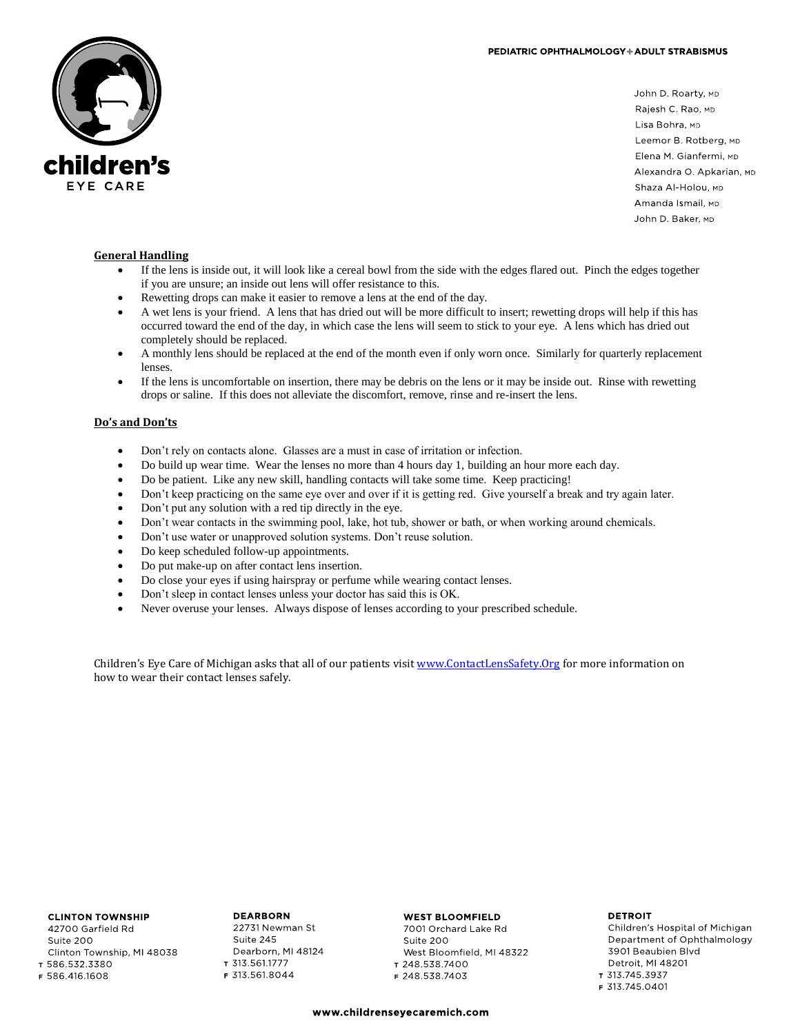**General Handling**

- If the lens is inside out, it will look like a cereal bowl from the side with the edges flared out. Pinch the edges together if you are unsure; an inside out lens will offer resistance to this.
- Rewetting drops can make it easier to remove a lens at the end of the day.
- A wet lens is your friend. A lens that has dried out will be more difficult to insert; rewetting drops will help if this has occurred toward the end of the day, in which case the lens will seem to stick to your eye. A lens which has dried out completely should be replaced.
- A monthly lens should be replaced at the end of the month even if only worn once. Similarly for quarterly replacement lenses.
- If the lens is uncomfortable on insertion, there may be debris on the lens or it may be inside out. Rinse with rewetting drops or saline. If this does not alleviate the discomfort, remove, rinse and re-insert the lens.

**Do's and Don'ts**

- Don't rely on contacts alone. Glasses are a must in case of irritation or infection.
- Do build up wear time. Wear the lenses no more than 4 hours day 1, building an hour more each day.
- Do be patient. Like any new skill, handling contacts will take some time. Keep practicing!
- Don't keep practicing on the same eye over and over if it is getting red. Give yourself a break and try again later.
- Don't put any solution with a red tip directly in the eye.
- Don't wear contacts in the swimming pool, lake, hot tub, shower or bath, or when working around chemicals.
- Don't use water or unapproved solution systems. Don't reuse solution.
- Do keep scheduled follow-up appointments.
- Do put make-up on after contact lens insertion.
- Do close your eyes if using hairspray or perfume while wearing contact lenses.
- Don't sleep in contact lenses unless your doctor has said this is OK.
- Never overuse your lenses. Always dispose of lenses according to your prescribed schedule.

Children's Eye Care of Michigan asks that all of our patients visit www.ContactLensSafety.Org for more information on how to wear their contact lenses safely.